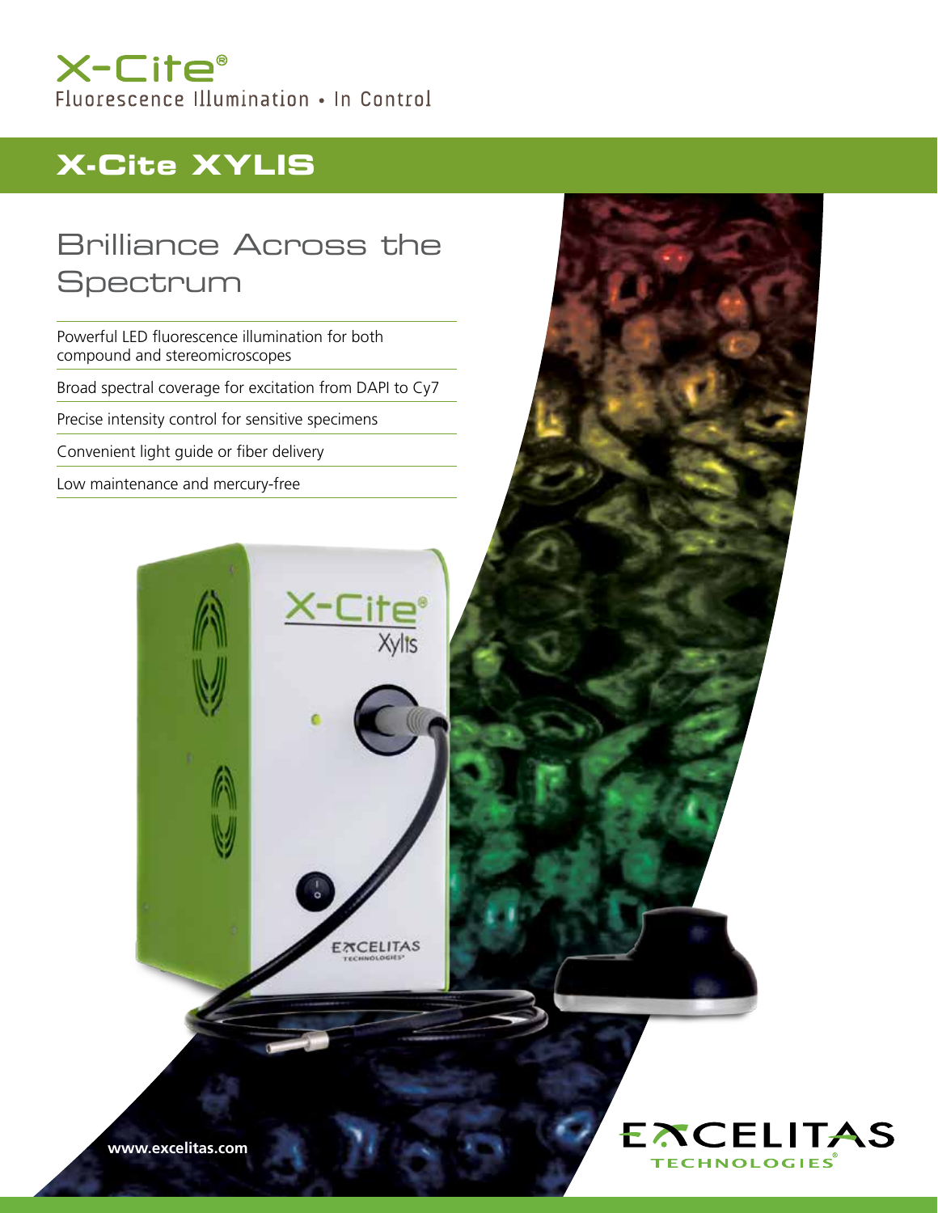X-Cite®

Fluorescence Illumination • In Control

# X-Cite XYLIS

## Brilliance Across the Spectrum

- Powerful LED fluorescence illumination for both compound and stereomicroscopes
- Broad spectral coverage for excitation from DAPI to Cy7
- Precise intensity control for sensitive specimens
- Convenient light guide or fiber delivery
- Low maintenance and mercury-free

**www.excelitas.com**

EXCELITAS TECHNOLOGIES®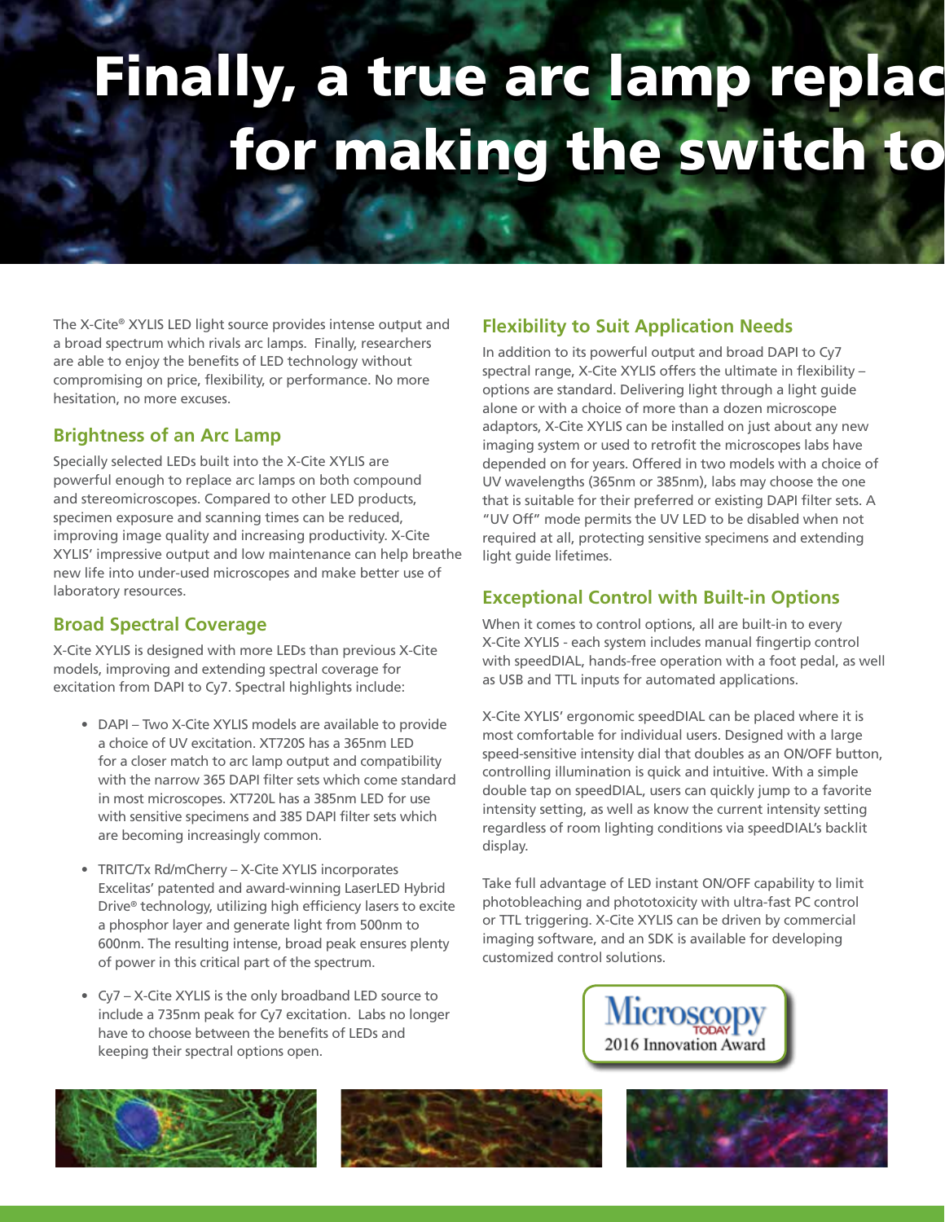# Finally, a true arc lamp replac for making the switch to

The X-Cite® XYLIS LED light source provides intense output and a broad spectrum which rivals arc lamps. Finally, researchers are able to enjoy the benefits of LED technology without compromising on price, flexibility, or performance. No more hesitation, no more excuses.

## Brightness of an Arc Lamp

Specially selected LEDs built into the X-Cite XYLIS are powerful enough to replace arc lamps on both compound and stereomicroscopes. Compared to other LED products, specimen exposure and scanning times can be reduced, improving image quality and increasing productivity. X-Cite XYLIS' impressive output and low maintenance can help breathe new life into under-used microscopes and make better use of laboratory resources.

## Broad Spectral Coverage

X-Cite XYLIS is designed with more LEDs than previous X-Cite models, improving and extending spectral coverage for excitation from DAPI to Cy7. Spectral highlights include:

- DAPI – Two X-Cite XYLIS models are available to provide a choice of UV excitation. XT720S has a 365nm LED for a closer match to arc lamp output and compatibility with the narrow 365 DAPI filter sets which come standard in most microscopes. XT720L has a 385nm LED for use with sensitive specimens and 385 DAPI filter sets which are becoming increasingly common.
- TRITC/Tx Rd/mCherry – X-Cite XYLIS incorporates Excelitas' patented and award-winning LaserLED Hybrid Drive® technology, utilizing high efficiency lasers to excite a phosphor layer and generate light from 500nm to 600nm. The resulting intense, broad peak ensures plenty of power in this critical part of the spectrum.
- Cy7 – X-Cite XYLIS is the only broadband LED source to include a 735nm peak for Cy7 excitation. Labs no longer have to choose between the benefits of LEDs and keeping their spectral options open.

## Flexibility to Suit Application Needs

In addition to its powerful output and broad DAPI to Cy7 spectral range, X-Cite XYLIS offers the ultimate in flexibility – options are standard. Delivering light through a light guide alone or with a choice of more than a dozen microscope adaptors, X-Cite XYLIS can be installed on just about any new imaging system or used to retrofit the microscopes labs have depended on for years. Offered in two models with a choice of UV wavelengths (365nm or 385nm), labs may choose the one that is suitable for their preferred or existing DAPI filter sets. A "UV Off" mode permits the UV LED to be disabled when not required at all, protecting sensitive specimens and extending light guide lifetimes.

## Exceptional Control with Built-in Options

When it comes to control options, all are built-in to every X-Cite XYLIS - each system includes manual fingertip control with speedDIAL, hands-free operation with a foot pedal, as well as USB and TTL inputs for automated applications.

X-Cite XYLIS' ergonomic speedDIAL can be placed where it is most comfortable for individual users. Designed with a large speed-sensitive intensity dial that doubles as an ON/OFF button, controlling illumination is quick and intuitive. With a simple double tap on speedDIAL, users can quickly jump to a favorite intensity setting, as well as know the current intensity setting regardless of room lighting conditions via speedDIAL's backlit display.

Take full advantage of LED instant ON/OFF capability to limit photobleaching and phototoxicity with ultra-fast PC control or TTL triggering. X-Cite XYLIS can be driven by commercial imaging software, and an SDK is available for developing customized control solutions.

Microscopy TODAY 2016 Innovation Award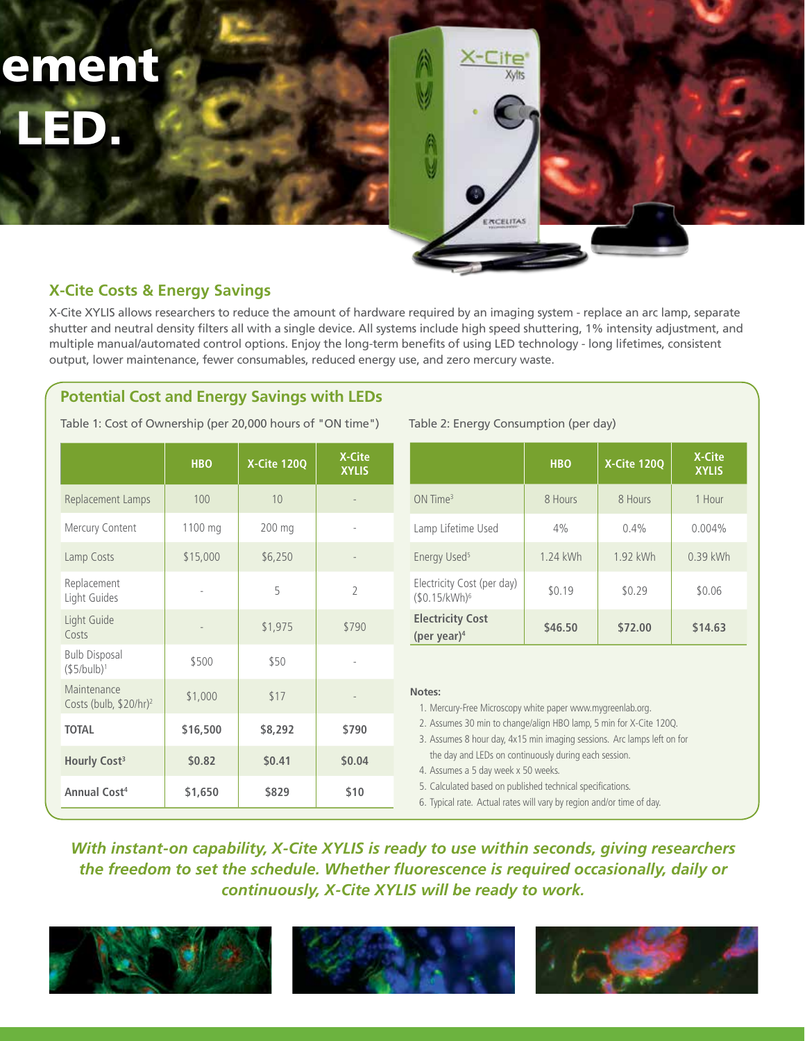ement

LED.

## X-Cite Costs & Energy Savings

X-Cite XYLIS allows researchers to reduce the amount of hardware required by an imaging system - replace an arc lamp, separate shutter and neutral density filters all with a single device. All systems include high speed shuttering, 1% intensity adjustment, and multiple manual/automated control options. Enjoy the long-term benefits of using LED technology - long lifetimes, consistent output, lower maintenance, fewer consumables, reduced energy use, and zero mercury waste.

### Potential Cost and Energy Savings with LEDs

Table 1: Cost of Ownership (per 20,000 hours of "ON time")

| | HBO | X-Cite 120Q | X-Cite XYLIS |
|---|---|---|---|
| Replacement Lamps | 100 | 10 | - |
| Mercury Content | 1100 mg | 200 mg | - |
| Lamp Costs | $15,000 | $6,250 | - |
| Replacement Light Guides | - | 5 | 2 |
| Light Guide Costs | - | $1,975 | $790 |
| Bulb Disposal ($5/bulb)[1] | $500 | $50 | - |
| Maintenance Costs (bulb, $20/hr)[2] | $1,000 | $17 | - |
| **TOTAL** | **$16,500** | **$8,292** | **$790** |
| **Hourly Cost[3]** | **$0.82** | **$0.41** | **$0.04** |
| **Annual Cost[4]** | **$1,650** | **$829** | **$10** |

Table 2: Energy Consumption (per day)

| | HBO | X-Cite 120Q | X-Cite XYLIS |
|---|---|---|---|
| ON Time[3] | 8 Hours | 8 Hours | 1 Hour |
| Lamp Lifetime Used | 4% | 0.4% | 0.004% |
| Energy Used[5] | 1.24 kWh | 1.92 kWh | 0.39 kWh |
| Electricity Cost (per day) ($0.15/kWh)[6] | $0.19 | $0.29 | $0.06 |
| **Electricity Cost (per year)[4]** | **$46.50** | **$72.00** | **$14.63** |

**Notes:**

1. Mercury-Free Microscopy white paper www.mygreenlab.org.
2. Assumes 30 min to change/align HBO lamp, 5 min for X-Cite 120Q.
3. Assumes 8 hour day, 4x15 min imaging sessions. Arc lamps left on for the day and LEDs on continuously during each session.
4. Assumes a 5 day week x 50 weeks.
5. Calculated based on published technical specifications.
6. Typical rate. Actual rates will vary by region and/or time of day.

***With instant-on capability, X-Cite XYLIS is ready to use within seconds, giving researchers the freedom to set the schedule. Whether fluorescence is required occasionally, daily or continuously, X-Cite XYLIS will be ready to work.***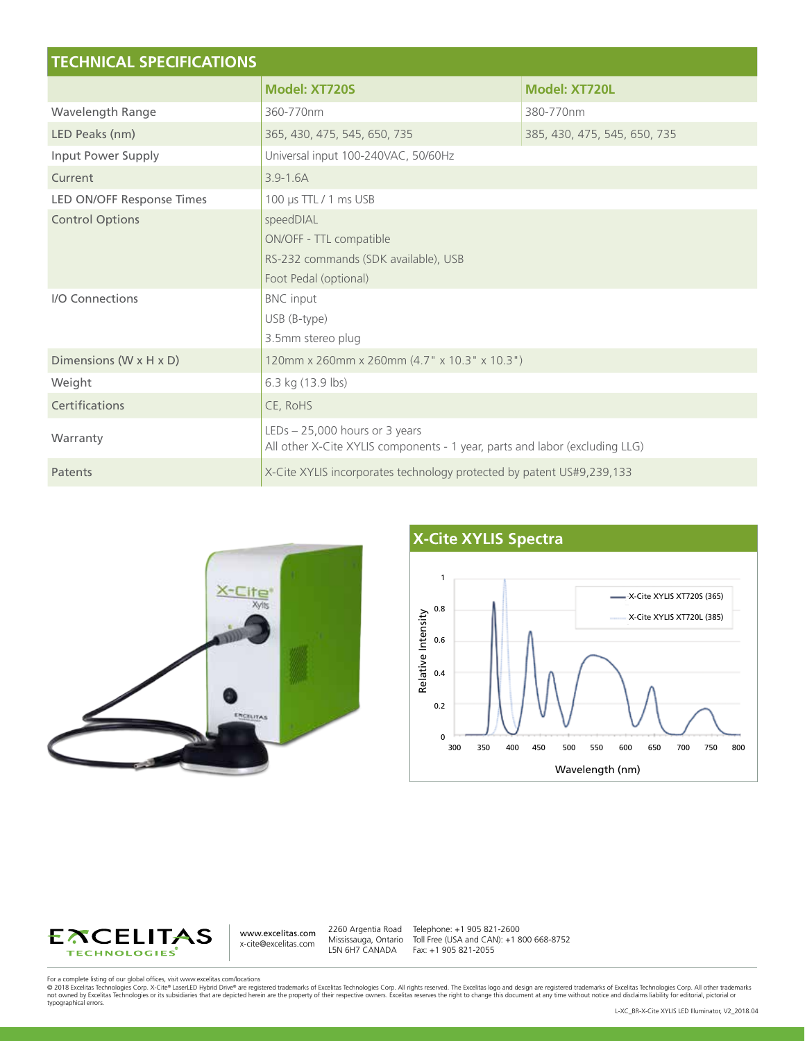## TECHNICAL SPECIFICATIONS

| | Model: XT720S | Model: XT720L |
|---|---|---|
| Wavelength Range | 360-770nm | 380-770nm |
| LED Peaks (nm) | 365, 430, 475, 545, 650, 735 | 385, 430, 475, 545, 650, 735 |
| Input Power Supply | Universal input 100-240VAC, 50/60Hz | |
| Current | 3.9-1.6A | |
| LED ON/OFF Response Times | 100 µs TTL / 1 ms USB | |
| Control Options | speedDIAL<br>ON/OFF - TTL compatible<br>RS-232 commands (SDK available), USB<br>Foot Pedal (optional) | |
| I/O Connections | BNC input<br>USB (B-type)<br>3.5mm stereo plug | |
| Dimensions (W x H x D) | 120mm x 260mm x 260mm (4.7" x 10.3" x 10.3") | |
| Weight | 6.3 kg (13.9 lbs) | |
| Certifications | CE, RoHS | |
| Warranty | LEDs – 25,000 hours or 3 years<br>All other X-Cite XYLIS components - 1 year, parts and labor (excluding LLG) | |
| Patents | X-Cite XYLIS incorporates technology protected by patent US#9,239,133 | |

## X-Cite XYLIS Spectra

X-Cite XYLIS XT720S (365)
X-Cite XYLIS XT720L (385)
Relative Intensity
0
0.2
0.4
0.6
0.8
1
300
350
400
450
500
550
600
650
700
750
800
Wavelength (nm)

www.excelitas.com
x-cite@excelitas.com

2260 Argentia Road
Mississauga, Ontario
L5N 6H7 CANADA

Telephone: +1 905 821-2600
Toll Free (USA and CAN): +1 800 668-8752
Fax: +1 905 821-2055

For a complete listing of our global offices, visit www.excelitas.com/locations

© 2018 Excelitas Technologies Corp. X-Cite® LaserLED Hybrid Drive® are registered trademarks of Excelitas Technologies Corp. All rights reserved. The Excelitas logo and design are registered trademarks of Excelitas Technologies Corp. All other trademarks not owned by Excelitas Technologies or its subsidiaries that are depicted herein are the property of their respective owners. Excelitas reserves the right to change this document at any time without notice and disclaims liability for editorial, pictorial or typographical errors.

L-XC_BR-X-Cite XYLIS LED Illuminator, V2_2018.04